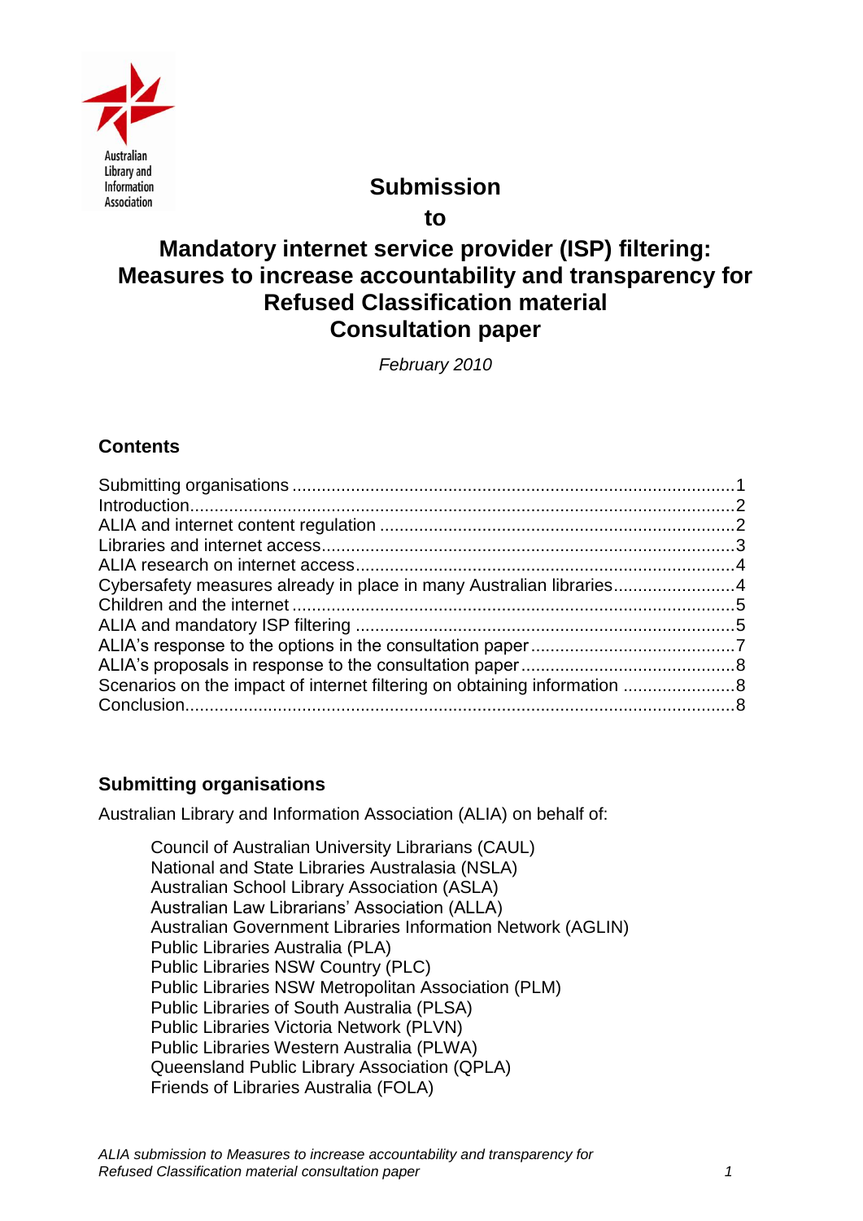# Submission

# to

# Mandatory internet service provider (ISP) filtering: Measures to increase accountability and transparency for Refused Classification material Consultation paper

*February 2010*

## Contents

Submitting organisations ....1
Introduction ....2
ALIA and internet content regulation ....2
Libraries and internet access ....3
ALIA research on internet access ....4
Cybersafety measures already in place in many Australian libraries ....4
Children and the internet ....5
ALIA and mandatory ISP filtering ....5
ALIA's response to the options in the consultation paper ....7
ALIA's proposals in response to the consultation paper ....8
Scenarios on the impact of internet filtering on obtaining information ....8
Conclusion ....8

## Submitting organisations

Australian Library and Information Association (ALIA) on behalf of:

Council of Australian University Librarians (CAUL)
National and State Libraries Australasia (NSLA)
Australian School Library Association (ASLA)
Australian Law Librarians' Association (ALLA)
Australian Government Libraries Information Network (AGLIN)
Public Libraries Australia (PLA)
Public Libraries NSW Country (PLC)
Public Libraries NSW Metropolitan Association (PLM)
Public Libraries of South Australia (PLSA)
Public Libraries Victoria Network (PLVN)
Public Libraries Western Australia (PLWA)
Queensland Public Library Association (QPLA)
Friends of Libraries Australia (FOLA)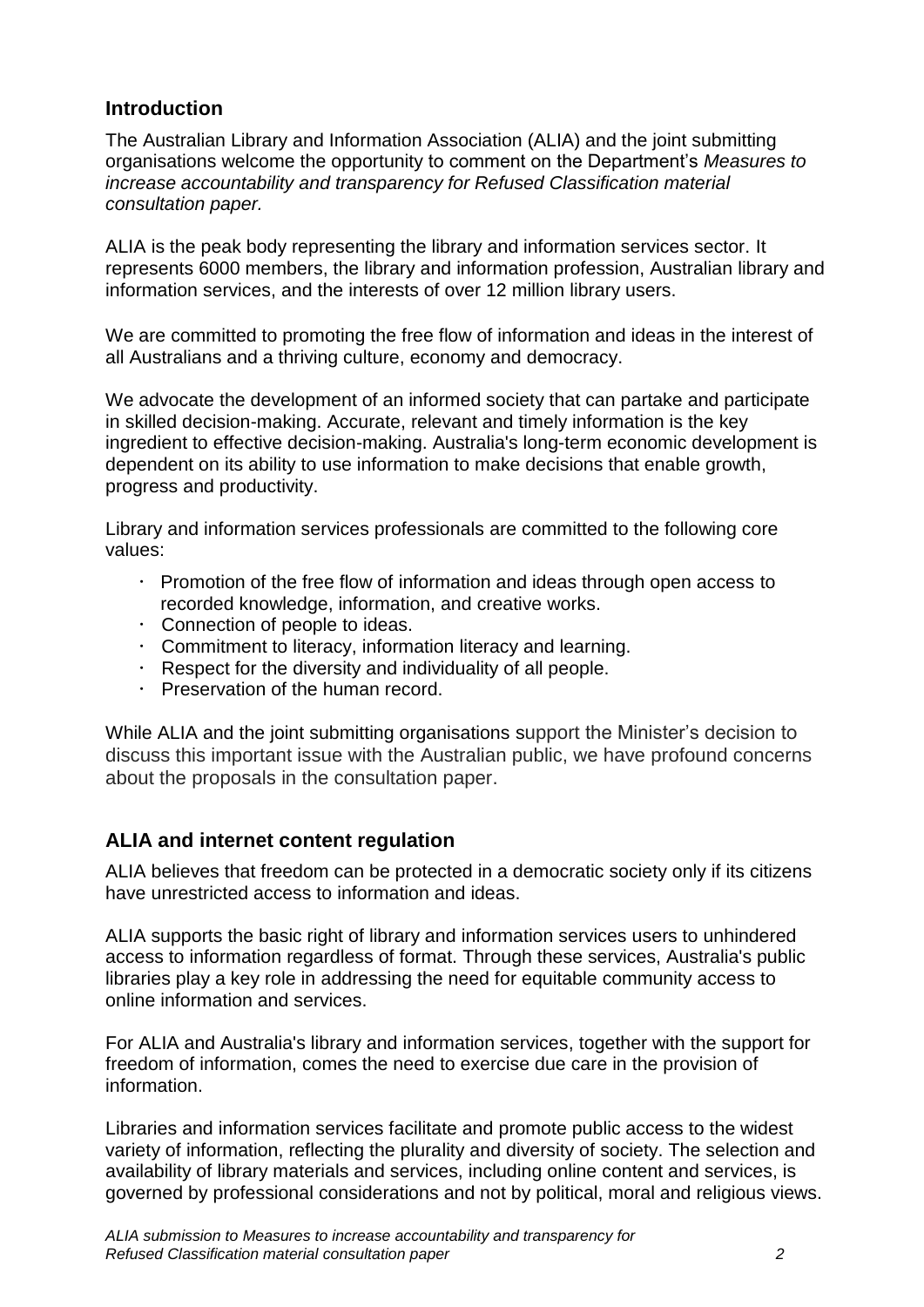## Introduction

The Australian Library and Information Association (ALIA) and the joint submitting organisations welcome the opportunity to comment on the Department's *Measures to increase accountability and transparency for Refused Classification material consultation paper.*

ALIA is the peak body representing the library and information services sector. It represents 6000 members, the library and information profession, Australian library and information services, and the interests of over 12 million library users.

We are committed to promoting the free flow of information and ideas in the interest of all Australians and a thriving culture, economy and democracy.

We advocate the development of an informed society that can partake and participate in skilled decision-making. Accurate, relevant and timely information is the key ingredient to effective decision-making. Australia's long-term economic development is dependent on its ability to use information to make decisions that enable growth, progress and productivity.

Library and information services professionals are committed to the following core values:

- Promotion of the free flow of information and ideas through open access to recorded knowledge, information, and creative works.
- Connection of people to ideas.
- Commitment to literacy, information literacy and learning.
- Respect for the diversity and individuality of all people.
- Preservation of the human record.

While ALIA and the joint submitting organisations support the Minister's decision to discuss this important issue with the Australian public, we have profound concerns about the proposals in the consultation paper.

## ALIA and internet content regulation

ALIA believes that freedom can be protected in a democratic society only if its citizens have unrestricted access to information and ideas.

ALIA supports the basic right of library and information services users to unhindered access to information regardless of format. Through these services, Australia's public libraries play a key role in addressing the need for equitable community access to online information and services.

For ALIA and Australia's library and information services, together with the support for freedom of information, comes the need to exercise due care in the provision of information.

Libraries and information services facilitate and promote public access to the widest variety of information, reflecting the plurality and diversity of society. The selection and availability of library materials and services, including online content and services, is governed by professional considerations and not by political, moral and religious views.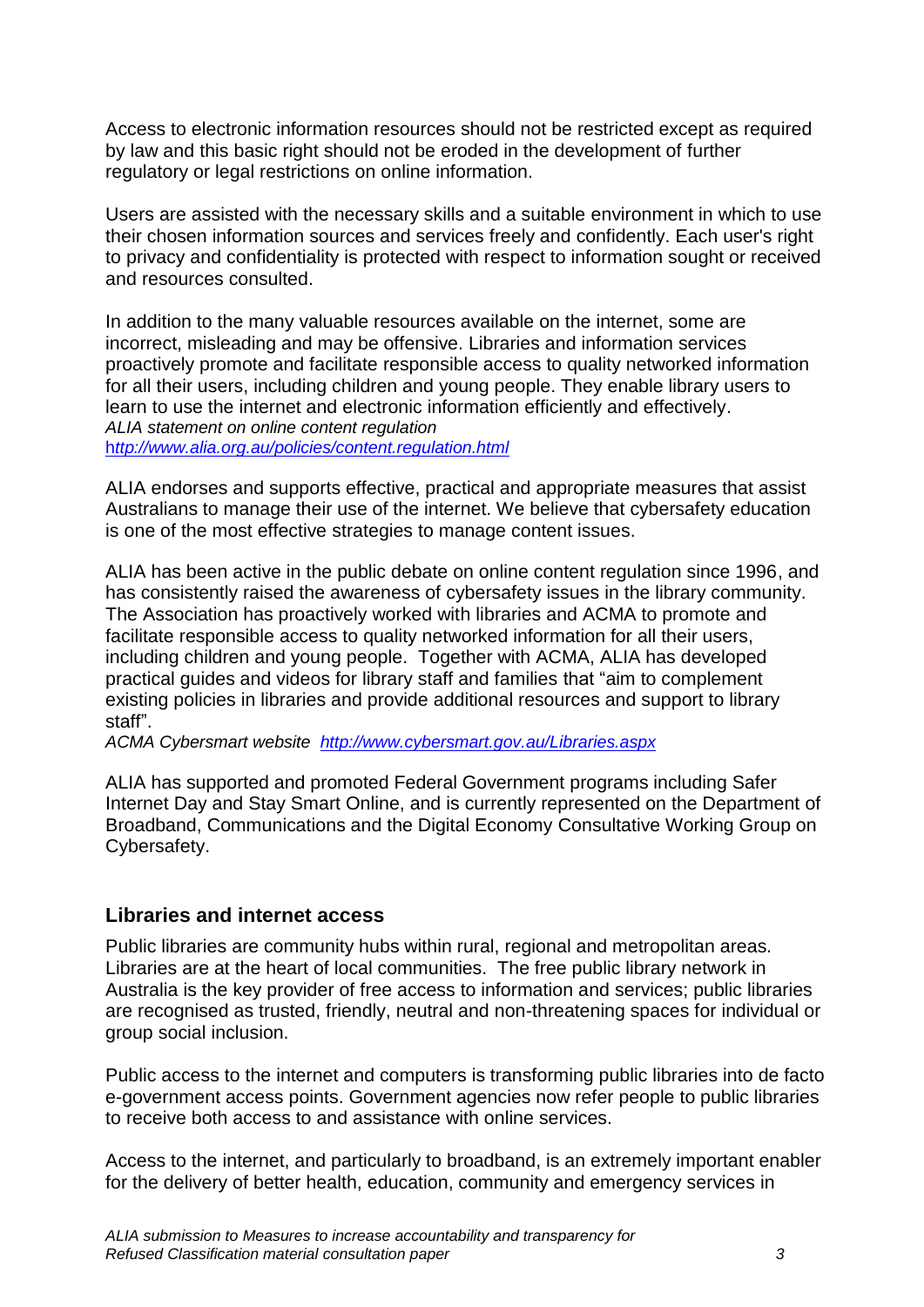Access to electronic information resources should not be restricted except as required by law and this basic right should not be eroded in the development of further regulatory or legal restrictions on online information.

Users are assisted with the necessary skills and a suitable environment in which to use their chosen information sources and services freely and confidently. Each user's right to privacy and confidentiality is protected with respect to information sought or received and resources consulted.

In addition to the many valuable resources available on the internet, some are incorrect, misleading and may be offensive. Libraries and information services proactively promote and facilitate responsible access to quality networked information for all their users, including children and young people. They enable library users to learn to use the internet and electronic information efficiently and effectively.
*ALIA statement on online content regulation*
*http://www.alia.org.au/policies/content.regulation.html*

ALIA endorses and supports effective, practical and appropriate measures that assist Australians to manage their use of the internet. We believe that cybersafety education is one of the most effective strategies to manage content issues.

ALIA has been active in the public debate on online content regulation since 1996, and has consistently raised the awareness of cybersafety issues in the library community. The Association has proactively worked with libraries and ACMA to promote and facilitate responsible access to quality networked information for all their users, including children and young people. Together with ACMA, ALIA has developed practical guides and videos for library staff and families that "aim to complement existing policies in libraries and provide additional resources and support to library staff".
*ACMA Cybersmart website http://www.cybersmart.gov.au/Libraries.aspx*

ALIA has supported and promoted Federal Government programs including Safer Internet Day and Stay Smart Online, and is currently represented on the Department of Broadband, Communications and the Digital Economy Consultative Working Group on Cybersafety.

## Libraries and internet access

Public libraries are community hubs within rural, regional and metropolitan areas. Libraries are at the heart of local communities. The free public library network in Australia is the key provider of free access to information and services; public libraries are recognised as trusted, friendly, neutral and non-threatening spaces for individual or group social inclusion.

Public access to the internet and computers is transforming public libraries into de facto e-government access points. Government agencies now refer people to public libraries to receive both access to and assistance with online services.

Access to the internet, and particularly to broadband, is an extremely important enabler for the delivery of better health, education, community and emergency services in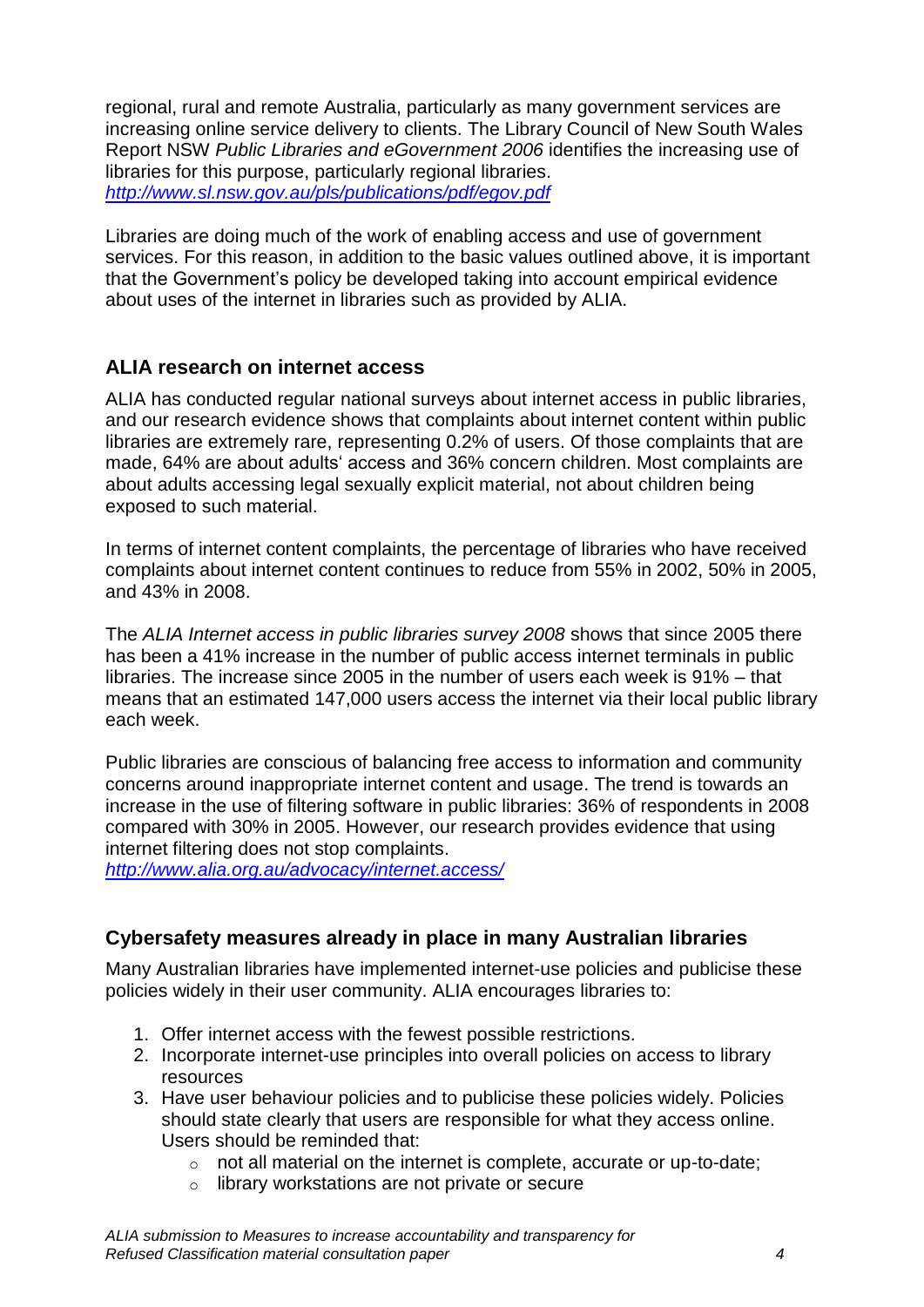regional, rural and remote Australia, particularly as many government services are increasing online service delivery to clients. The Library Council of New South Wales Report NSW *Public Libraries and eGovernment 2006* identifies the increasing use of libraries for this purpose, particularly regional libraries.
*http://www.sl.nsw.gov.au/pls/publications/pdf/egov.pdf*

Libraries are doing much of the work of enabling access and use of government services. For this reason, in addition to the basic values outlined above, it is important that the Government's policy be developed taking into account empirical evidence about uses of the internet in libraries such as provided by ALIA.

## ALIA research on internet access

ALIA has conducted regular national surveys about internet access in public libraries, and our research evidence shows that complaints about internet content within public libraries are extremely rare, representing 0.2% of users. Of those complaints that are made, 64% are about adults' access and 36% concern children. Most complaints are about adults accessing legal sexually explicit material, not about children being exposed to such material.

In terms of internet content complaints, the percentage of libraries who have received complaints about internet content continues to reduce from 55% in 2002, 50% in 2005, and 43% in 2008.

The *ALIA Internet access in public libraries survey 2008* shows that since 2005 there has been a 41% increase in the number of public access internet terminals in public libraries. The increase since 2005 in the number of users each week is 91% – that means that an estimated 147,000 users access the internet via their local public library each week.

Public libraries are conscious of balancing free access to information and community concerns around inappropriate internet content and usage. The trend is towards an increase in the use of filtering software in public libraries: 36% of respondents in 2008 compared with 30% in 2005. However, our research provides evidence that using internet filtering does not stop complaints.
*http://www.alia.org.au/advocacy/internet.access/*

## Cybersafety measures already in place in many Australian libraries

Many Australian libraries have implemented internet-use policies and publicise these policies widely in their user community. ALIA encourages libraries to:

1. Offer internet access with the fewest possible restrictions.
2. Incorporate internet-use principles into overall policies on access to library resources
3. Have user behaviour policies and to publicise these policies widely. Policies should state clearly that users are responsible for what they access online. Users should be reminded that:
   - not all material on the internet is complete, accurate or up-to-date;
   - library workstations are not private or secure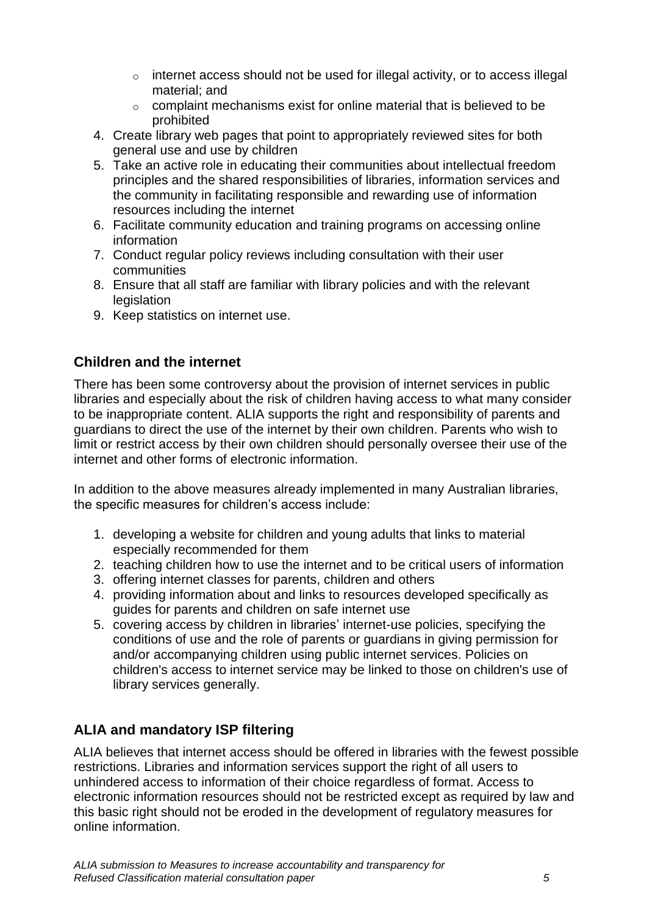- internet access should not be used for illegal activity, or to access illegal material; and
- complaint mechanisms exist for online material that is believed to be prohibited

4. Create library web pages that point to appropriately reviewed sites for both general use and use by children
5. Take an active role in educating their communities about intellectual freedom principles and the shared responsibilities of libraries, information services and the community in facilitating responsible and rewarding use of information resources including the internet
6. Facilitate community education and training programs on accessing online information
7. Conduct regular policy reviews including consultation with their user communities
8. Ensure that all staff are familiar with library policies and with the relevant legislation
9. Keep statistics on internet use.

## Children and the internet

There has been some controversy about the provision of internet services in public libraries and especially about the risk of children having access to what many consider to be inappropriate content. ALIA supports the right and responsibility of parents and guardians to direct the use of the internet by their own children. Parents who wish to limit or restrict access by their own children should personally oversee their use of the internet and other forms of electronic information.

In addition to the above measures already implemented in many Australian libraries, the specific measures for children's access include:

1. developing a website for children and young adults that links to material especially recommended for them
2. teaching children how to use the internet and to be critical users of information
3. offering internet classes for parents, children and others
4. providing information about and links to resources developed specifically as guides for parents and children on safe internet use
5. covering access by children in libraries' internet-use policies, specifying the conditions of use and the role of parents or guardians in giving permission for and/or accompanying children using public internet services. Policies on children's access to internet service may be linked to those on children's use of library services generally.

## ALIA and mandatory ISP filtering

ALIA believes that internet access should be offered in libraries with the fewest possible restrictions. Libraries and information services support the right of all users to unhindered access to information of their choice regardless of format. Access to electronic information resources should not be restricted except as required by law and this basic right should not be eroded in the development of regulatory measures for online information.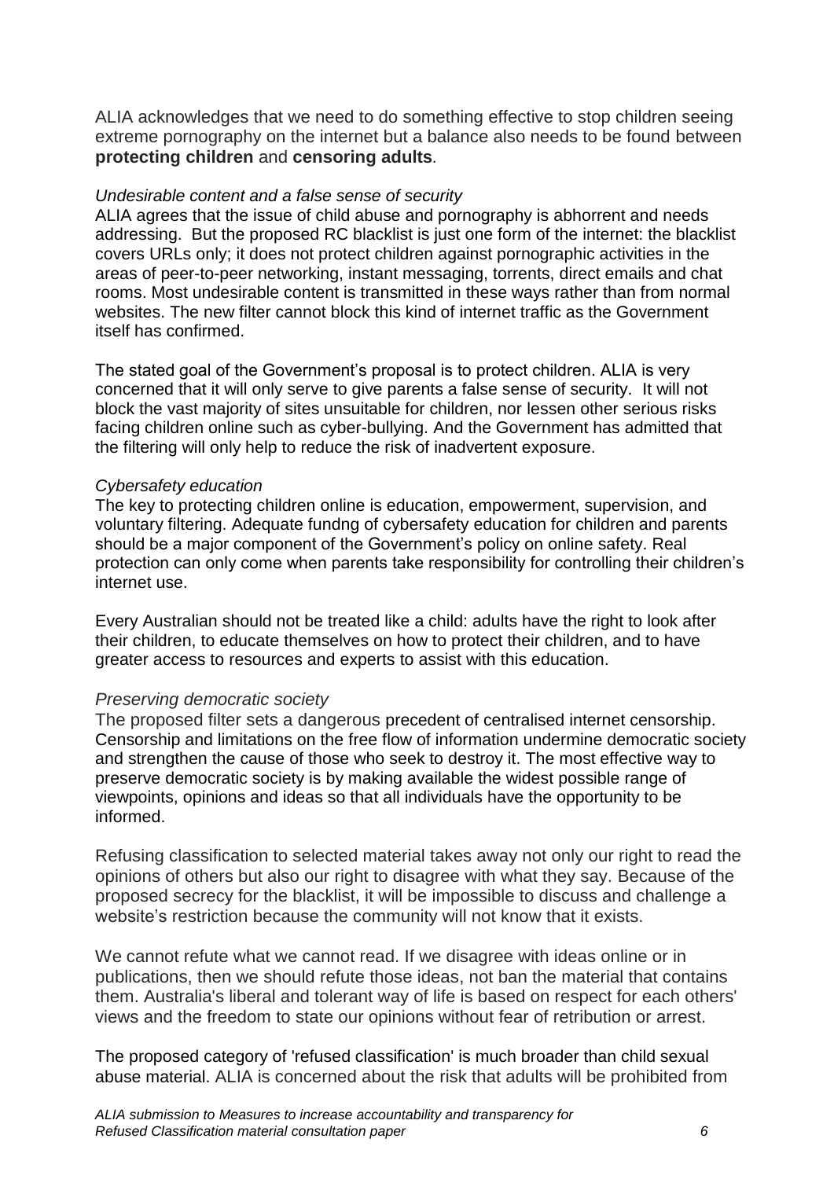ALIA acknowledges that we need to do something effective to stop children seeing extreme pornography on the internet but a balance also needs to be found between **protecting children** and **censoring adults**.

*Undesirable content and a false sense of security*

ALIA agrees that the issue of child abuse and pornography is abhorrent and needs addressing. But the proposed RC blacklist is just one form of the internet: the blacklist covers URLs only; it does not protect children against pornographic activities in the areas of peer-to-peer networking, instant messaging, torrents, direct emails and chat rooms. Most undesirable content is transmitted in these ways rather than from normal websites. The new filter cannot block this kind of internet traffic as the Government itself has confirmed.

The stated goal of the Government's proposal is to protect children. ALIA is very concerned that it will only serve to give parents a false sense of security. It will not block the vast majority of sites unsuitable for children, nor lessen other serious risks facing children online such as cyber-bullying. And the Government has admitted that the filtering will only help to reduce the risk of inadvertent exposure.

*Cybersafety education*

The key to protecting children online is education, empowerment, supervision, and voluntary filtering. Adequate fundng of cybersafety education for children and parents should be a major component of the Government's policy on online safety. Real protection can only come when parents take responsibility for controlling their children's internet use.

Every Australian should not be treated like a child: adults have the right to look after their children, to educate themselves on how to protect their children, and to have greater access to resources and experts to assist with this education.

*Preserving democratic society*

The proposed filter sets a dangerous precedent of centralised internet censorship. Censorship and limitations on the free flow of information undermine democratic society and strengthen the cause of those who seek to destroy it. The most effective way to preserve democratic society is by making available the widest possible range of viewpoints, opinions and ideas so that all individuals have the opportunity to be informed.

Refusing classification to selected material takes away not only our right to read the opinions of others but also our right to disagree with what they say. Because of the proposed secrecy for the blacklist, it will be impossible to discuss and challenge a website's restriction because the community will not know that it exists.

We cannot refute what we cannot read. If we disagree with ideas online or in publications, then we should refute those ideas, not ban the material that contains them. Australia's liberal and tolerant way of life is based on respect for each others' views and the freedom to state our opinions without fear of retribution or arrest.

The proposed category of 'refused classification' is much broader than child sexual abuse material. ALIA is concerned about the risk that adults will be prohibited from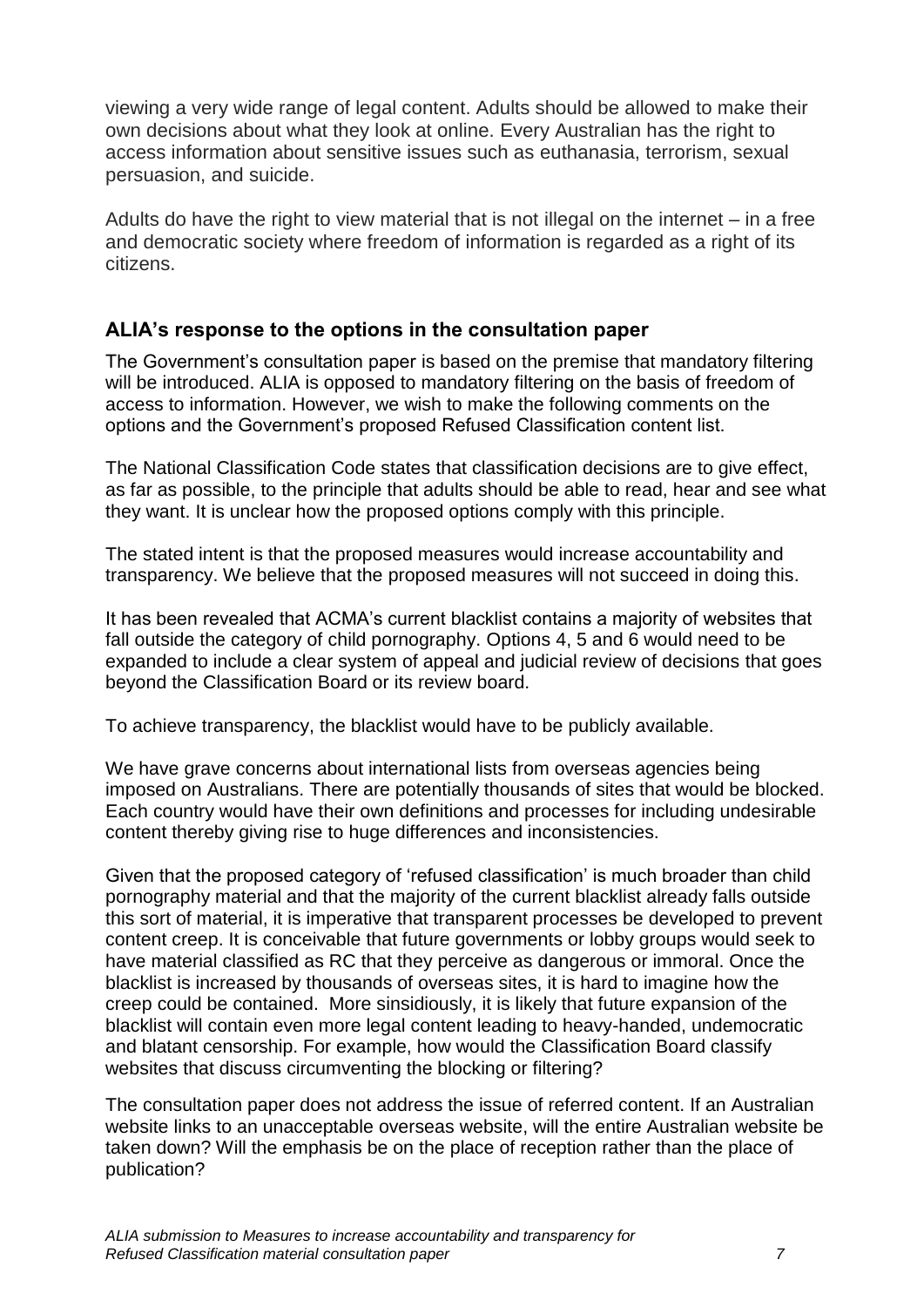viewing a very wide range of legal content. Adults should be allowed to make their own decisions about what they look at online. Every Australian has the right to access information about sensitive issues such as euthanasia, terrorism, sexual persuasion, and suicide.

Adults do have the right to view material that is not illegal on the internet – in a free and democratic society where freedom of information is regarded as a right of its citizens.

## ALIA's response to the options in the consultation paper

The Government's consultation paper is based on the premise that mandatory filtering will be introduced. ALIA is opposed to mandatory filtering on the basis of freedom of access to information. However, we wish to make the following comments on the options and the Government's proposed Refused Classification content list.

The National Classification Code states that classification decisions are to give effect, as far as possible, to the principle that adults should be able to read, hear and see what they want. It is unclear how the proposed options comply with this principle.

The stated intent is that the proposed measures would increase accountability and transparency. We believe that the proposed measures will not succeed in doing this.

It has been revealed that ACMA's current blacklist contains a majority of websites that fall outside the category of child pornography. Options 4, 5 and 6 would need to be expanded to include a clear system of appeal and judicial review of decisions that goes beyond the Classification Board or its review board.

To achieve transparency, the blacklist would have to be publicly available.

We have grave concerns about international lists from overseas agencies being imposed on Australians. There are potentially thousands of sites that would be blocked. Each country would have their own definitions and processes for including undesirable content thereby giving rise to huge differences and inconsistencies.

Given that the proposed category of 'refused classification' is much broader than child pornography material and that the majority of the current blacklist already falls outside this sort of material, it is imperative that transparent processes be developed to prevent content creep. It is conceivable that future governments or lobby groups would seek to have material classified as RC that they perceive as dangerous or immoral. Once the blacklist is increased by thousands of overseas sites, it is hard to imagine how the creep could be contained. More sinsidiously, it is likely that future expansion of the blacklist will contain even more legal content leading to heavy-handed, undemocratic and blatant censorship. For example, how would the Classification Board classify websites that discuss circumventing the blocking or filtering?

The consultation paper does not address the issue of referred content. If an Australian website links to an unacceptable overseas website, will the entire Australian website be taken down? Will the emphasis be on the place of reception rather than the place of publication?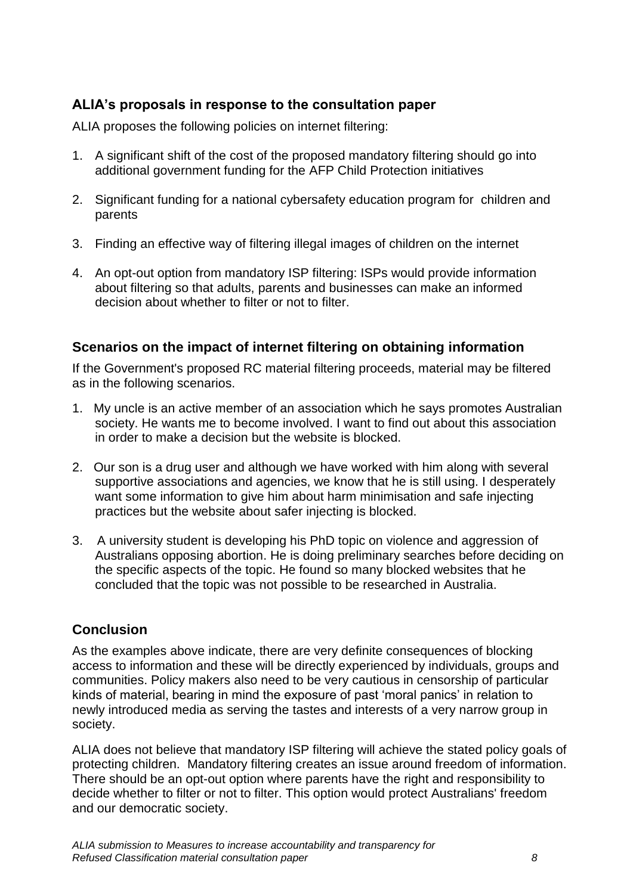## ALIA's proposals in response to the consultation paper

ALIA proposes the following policies on internet filtering:

1. A significant shift of the cost of the proposed mandatory filtering should go into additional government funding for the AFP Child Protection initiatives
2. Significant funding for a national cybersafety education program for children and parents
3. Finding an effective way of filtering illegal images of children on the internet
4. An opt-out option from mandatory ISP filtering: ISPs would provide information about filtering so that adults, parents and businesses can make an informed decision about whether to filter or not to filter.

## Scenarios on the impact of internet filtering on obtaining information

If the Government's proposed RC material filtering proceeds, material may be filtered as in the following scenarios.

1. My uncle is an active member of an association which he says promotes Australian society. He wants me to become involved. I want to find out about this association in order to make a decision but the website is blocked.
2. Our son is a drug user and although we have worked with him along with several supportive associations and agencies, we know that he is still using. I desperately want some information to give him about harm minimisation and safe injecting practices but the website about safer injecting is blocked.
3. A university student is developing his PhD topic on violence and aggression of Australians opposing abortion. He is doing preliminary searches before deciding on the specific aspects of the topic. He found so many blocked websites that he concluded that the topic was not possible to be researched in Australia.

## Conclusion

As the examples above indicate, there are very definite consequences of blocking access to information and these will be directly experienced by individuals, groups and communities. Policy makers also need to be very cautious in censorship of particular kinds of material, bearing in mind the exposure of past 'moral panics' in relation to newly introduced media as serving the tastes and interests of a very narrow group in society.

ALIA does not believe that mandatory ISP filtering will achieve the stated policy goals of protecting children. Mandatory filtering creates an issue around freedom of information. There should be an opt-out option where parents have the right and responsibility to decide whether to filter or not to filter. This option would protect Australians' freedom and our democratic society.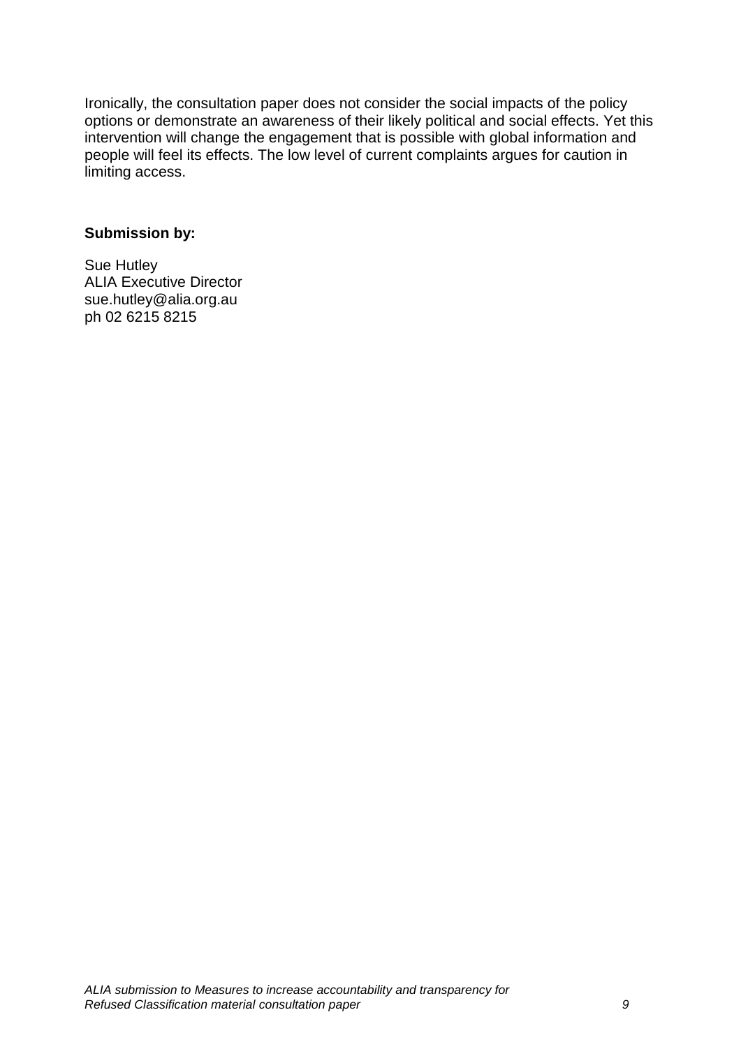Ironically, the consultation paper does not consider the social impacts of the policy options or demonstrate an awareness of their likely political and social effects. Yet this intervention will change the engagement that is possible with global information and people will feel its effects. The low level of current complaints argues for caution in limiting access.

**Submission by:**

Sue Hutley
ALIA Executive Director
sue.hutley@alia.org.au
ph 02 6215 8215